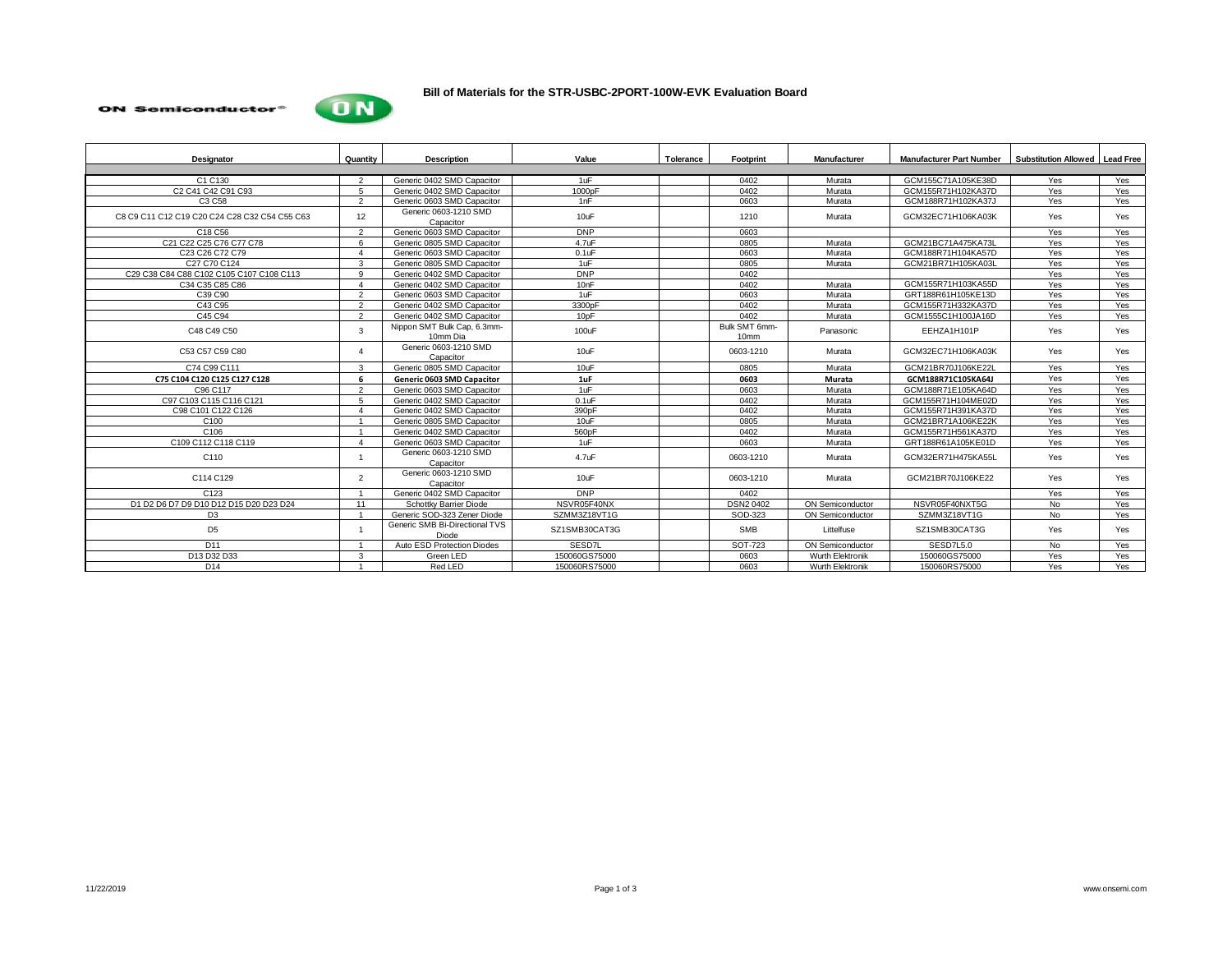ON Semiconductor®

# Bill of Materials for the STR-USBC-2PORT-100W-EVK Evaluation Board

| Designator | Quantity | Description | Value | Tolerance | Footprint | Manufacturer | Manufacturer Part Number | Substitution Allowed | Lead Free |
|---|---|---|---|---|---|---|---|---|---|
| C1 C130 | 2 | Generic 0402 SMD Capacitor | 1uF | | 0402 | Murata | GCM155C71A105KE38D | Yes | Yes |
| C2 C41 C42 C91 C93 | 5 | Generic 0402 SMD Capacitor | 1000pF | | 0402 | Murata | GCM155R71H102KA37D | Yes | Yes |
| C3 C58 | 2 | Generic 0603 SMD Capacitor | 1nF | | 0603 | Murata | GCM188R71H102KA37J | Yes | Yes |
| C8 C9 C11 C12 C19 C20 C24 C28 C32 C54 C55 C63 | 12 | Generic 0603-1210 SMD Capacitor | 10uF | | 1210 | Murata | GCM32EC71H106KA03K | Yes | Yes |
| C18 C56 | 2 | Generic 0603 SMD Capacitor | DNP | | 0603 | | | Yes | Yes |
| C21 C22 C25 C76 C77 C78 | 6 | Generic 0805 SMD Capacitor | 4.7uF | | 0805 | Murata | GCM21BC71A475KA73L | Yes | Yes |
| C23 C26 C72 C79 | 4 | Generic 0603 SMD Capacitor | 0.1uF | | 0603 | Murata | GCM188R71H104KA57D | Yes | Yes |
| C27 C70 C124 | 3 | Generic 0805 SMD Capacitor | 1uF | | 0805 | Murata | GCM21BR71H105KA03L | Yes | Yes |
| C29 C38 C84 C88 C102 C105 C107 C108 C113 | 9 | Generic 0402 SMD Capacitor | DNP | | 0402 | | | Yes | Yes |
| C34 C35 C85 C86 | 4 | Generic 0402 SMD Capacitor | 10nF | | 0402 | Murata | GCM155R71H103KA55D | Yes | Yes |
| C39 C90 | 2 | Generic 0603 SMD Capacitor | 1uF | | 0603 | Murata | GRT188R61H105KE13D | Yes | Yes |
| C43 C95 | 2 | Generic 0402 SMD Capacitor | 3300pF | | 0402 | Murata | GCM155R71H332KA37D | Yes | Yes |
| C45 C94 | 2 | Generic 0402 SMD Capacitor | 10pF | | 0402 | Murata | GCM1555C1H100JA16D | Yes | Yes |
| C48 C49 C50 | 3 | Nippon SMT Bulk Cap, 6.3mm-10mm Dia | 100uF | | Bulk SMT 6mm-10mm | Panasonic | EEHZA1H101P | Yes | Yes |
| C53 C57 C59 C80 | 4 | Generic 0603-1210 SMD Capacitor | 10uF | | 0603-1210 | Murata | GCM32EC71H106KA03K | Yes | Yes |
| C74 C99 C111 | 3 | Generic 0805 SMD Capacitor | 10uF | | 0805 | Murata | GCM21BR70J106KE22L | Yes | Yes |
| **C75 C104 C120 C125 C127 C128** | **6** | **Generic 0603 SMD Capacitor** | **1uF** | | **0603** | **Murata** | **GCM188R71C105KA64J** | Yes | Yes |
| C96 C117 | 2 | Generic 0603 SMD Capacitor | 1uF | | 0603 | Murata | GCM188R71E105KA64D | Yes | Yes |
| C97 C103 C115 C116 C121 | 5 | Generic 0402 SMD Capacitor | 0.1uF | | 0402 | Murata | GCM155R71H104ME02D | Yes | Yes |
| C98 C101 C122 C126 | 4 | Generic 0402 SMD Capacitor | 390pF | | 0402 | Murata | GCM155R71H391KA37D | Yes | Yes |
| C100 | 1 | Generic 0805 SMD Capacitor | 10uF | | 0805 | Murata | GCM21BR71A106KE22K | Yes | Yes |
| C106 | 1 | Generic 0402 SMD Capacitor | 560pF | | 0402 | Murata | GCM155R71H561KA37D | Yes | Yes |
| C109 C112 C118 C119 | 4 | Generic 0603 SMD Capacitor | 1uF | | 0603 | Murata | GRT188R61A105KE01D | Yes | Yes |
| C110 | 1 | Generic 0603-1210 SMD Capacitor | 4.7uF | | 0603-1210 | Murata | GCM32ER71H475KA55L | Yes | Yes |
| C114 C129 | 2 | Generic 0603-1210 SMD Capacitor | 10uF | | 0603-1210 | Murata | GCM21BR70J106KE22 | Yes | Yes |
| C123 | 1 | Generic 0402 SMD Capacitor | DNP | | 0402 | | | Yes | Yes |
| D1 D2 D6 D7 D9 D10 D12 D15 D20 D23 D24 | 11 | Schottky Barrier Diode | NSVR05F40NX | | DSN2 0402 | ON Semiconductor | NSVR05F40NXT5G | No | Yes |
| D3 | 1 | Generic SOD-323 Zener Diode | SZMM3Z18VT1G | | SOD-323 | ON Semiconductor | SZMM3Z18VT1G | No | Yes |
| D5 | 1 | Generic SMB Bi-Directional TVS Diode | SZ1SMB30CAT3G | | SMB | Littelfuse | SZ1SMB30CAT3G | Yes | Yes |
| D11 | 1 | Auto ESD Protection Diodes | SESD7L | | SOT-723 | ON Semiconductor | SESD7L5.0 | No | Yes |
| D13 D32 D33 | 3 | Green LED | 150060GS75000 | | 0603 | Wurth Elektronik | 150060GS75000 | Yes | Yes |
| D14 | 1 | Red LED | 150060RS75000 | | 0603 | Wurth Elektronik | 150060RS75000 | Yes | Yes |

11/22/2019 www.onsemi.com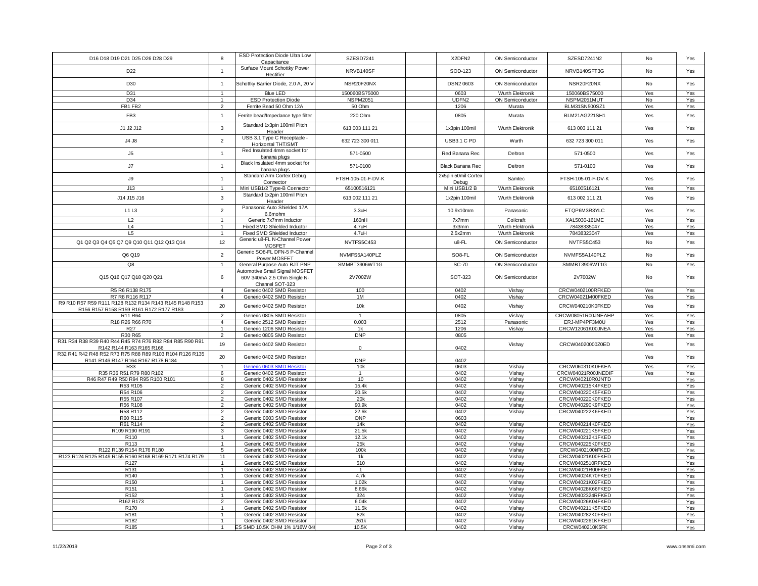| D16 D18 D19 D21 D25 D26 D28 D29 | 8 | ESD Protection Diode Ultra Low Capacitance | SZESD7241 | | X2DFN2 | ON Semiconductor | SZESD7241N2 | No | Yes |
|---|---|---|---|---|---|---|---|---|---|
| D22 | 1 | Surface Mount Schottky Power Rectifier | NRVB140SF | | SOD-123 | ON Semiconductor | NRVB140SFT3G | No | Yes |
| D30 | 1 | Schottky Barrier Diode, 2.0 A, 20 V | NSR20F20NX | | DSN2 0603 | ON Semiconductor | NSR20F20NX | No | Yes |
| D31 | 1 | Blue LED | 150060BS75000 | | 0603 | Wurth Elektronik | 150060BS75000 | Yes | Yes |
| D34 | 1 | ESD Protection Diode | NSPM2051 | | UDFN2 | ON Semiconductor | NSPM2051MUT | No | Yes |
| FB1 FB2 | 2 | Ferrite Bead 50 Ohm 12A | 50 Ohm | | 1206 | Murata | BLM31SN500SZ1 | Yes | Yes |
| FB3 | 1 | Ferrite bead/Impedance type filter | 220 Ohm | | 0805 | Murata | BLM21AG221SH1 | Yes | Yes |
| J1 J2 J12 | 3 | Standard 1x3pin 100mil Pitch Header | 613 003 111 21 | | 1x3pin 100mil | Wurth Elektronik | 613 003 111 21 | Yes | Yes |
| J4 J8 | 2 | USB 3.1 Type C Receptacle - Horizontal THT/SMT | 632 723 300 011 | | USB3.1 C PD | Wurth | 632 723 300 011 | Yes | Yes |
| J5 | 1 | Red Insulated 4mm socket for banana plugs | 571-0500 | | Red Banana Rec | Deltron | 571-0500 | Yes | Yes |
| J7 | 1 | Black Insulated 4mm socket for banana plugs | 571-0100 | | Black Banana Rec | Deltron | 571-0100 | Yes | Yes |
| J9 | 1 | Standard Arm Cortex Debug Connector | FTSH-105-01-F-DV-K | | 2x5pin 50mil Cortex Debug | Samtec | FTSH-105-01-F-DV-K | Yes | Yes |
| J13 | 1 | Mini USB1/2 Type-B Connector | 65100516121 | | Mini USB1/2 B | Wurth Elektronik | 65100516121 | Yes | Yes |
| J14 J15 J16 | 3 | Standard 1x2pin 100mil Pitch Header | 613 002 111 21 | | 1x2pin 100mil | Wurth Elektronik | 613 002 111 21 | Yes | Yes |
| L1 L3 | 2 | Panasonic Auto Shielded 17A 6.6mohm | 3.3uH | | 10.9x10mm | Panasonic | ETQP6M3R3YLC | Yes | Yes |
| L2 | 1 | Generic 7x7mm Inductor | 160nH | | 7x7mm | Coilcraft | XAL5030-161ME | Yes | Yes |
| L4 | 1 | Fixed SMD Shielded Inductor | 4.7uH | | 3x3mm | Wurth Elektronik | 78438335047 | Yes | Yes |
| L5 | 1 | Fixed SMD Shielded Inductor | 4.7uH | | 2.5x2mm | Wurth Elektronik | 78438323047 | Yes | Yes |
| Q1 Q2 Q3 Q4 Q5 Q7 Q9 Q10 Q11 Q12 Q13 Q14 | 12 | Generic u8-FL N-Channel Power MOSFET | NVTFS5C453 | | u8-FL | ON Semiconductor | NVTFS5C453 | No | Yes |
| Q6 Q19 | 2 | Generic SO8-FL DFN-5 P-Channel Power MOSFET | NVMFS5A140PLZ | | SO8-FL | ON Semiconductor | NVMFS5A140PLZ | No | Yes |
| Q8 | 1 | General Purpose Auto BJT PNP | SMMBT3906WT1G | | SC-70 | ON Semiconductor | SMMBT3906WT1G | No | Yes |
| Q15 Q16 Q17 Q18 Q20 Q21 | 6 | Automotive Small Signal MOSFET 60V 340mA 2.5 Ohm Single N-Channel SOT-323 | 2V7002W | | SOT-323 | ON Semiconductor | 2V7002W | No | Yes |
| R5 R6 R138 R175 | 4 | Generic 0402 SMD Resistor | 100 | | 0402 | Vishay | CRCW0402100RFKED | Yes | Yes |
| R7 R8 R116 R117 | 4 | Generic 0402 SMD Resistor | 1M | | 0402 | Vishay | CRCW04021M00FKED | Yes | Yes |
| R9 R10 R57 R59 R111 R128 R132 R134 R143 R145 R148 R153 R156 R157 R158 R159 R161 R172 R177 R183 | 20 | Generic 0402 SMD Resistor | 10k | | 0402 | Vishay | CRCW040210K0FKED | Yes | Yes |
| R11 R64 | 2 | Generic 0805 SMD Resistor | 1 | | 0805 | Vishay | CRCW08051R00JNEAHP | Yes | Yes |
| R18 R26 R66 R70 | 4 | Generic 2512 SMD Resistor | 0.003 | | 2512 | Panasonic | ERJ-MP4PF3M0U | Yes | Yes |
| R27 | 1 | Generic 1206 SMD Resistor | 1k | | 1206 | Vishay | CRCW12061K00JNEA | Yes | Yes |
| R30 R65 | 2 | Generic 0805 SMD Resistor | DNP | | 0805 | | | Yes | Yes |
| R31 R34 R38 R39 R40 R44 R45 R74 R76 R82 R84 R85 R90 R91 R142 R144 R163 R165 R166 | 19 | Generic 0402 SMD Resistor | 0 | | 0402 | Vishay | CRCW04020000Z0ED | Yes | Yes |
| R32 R41 R42 R48 R52 R73 R75 R88 R89 R103 R104 R126 R135 R141 R146 R147 R164 R167 R178 R184 | 20 | Generic 0402 SMD Resistor | DNP | | 0402 | | | Yes | Yes |
| R33 | 1 | Generic 0603 SMD Resistor | 10k | | 0603 | Vishay | CRCW060310K0FKEA | Yes | Yes |
| R35 R36 R51 R79 R80 R102 | 6 | Generic 0402 SMD Resistor | 1 | | 0402 | Vishay | CRCW04021R00JNEDIF | Yes | Yes |
| R46 R47 R49 R50 R94 R95 R100 R101 | 8 | Generic 0402 SMD Resistor | 10 | | 0402 | Vishay | CRCW040210R0JNTD | | Yes |
| R53 R105 | 2 | Generic 0402 SMD Resistor | 15.4k | | 0402 | Vishay | CRCW040215K4FKED | | Yes |
| R54 R106 | 2 | Generic 0402 SMD Resistor | 20.5k | | 0402 | Vishay | CRCW040220K5FKED | | Yes |
| R55 R107 | 2 | Generic 0402 SMD Resistor | 20k | | 0402 | Vishay | CRCW040220K0FKED | | Yes |
| R56 R108 | 2 | Generic 0402 SMD Resistor | 90.9k | | 0402 | Vishay | CRCW040290K9FKED | | Yes |
| R58 R112 | 2 | Generic 0402 SMD Resistor | 22.6k | | 0402 | Vishay | CRCW040222K6FKED | | Yes |
| R60 R115 | 2 | Generic 0603 SMD Resistor | DNP | | 0603 | | | | Yes |
| R61 R114 | 2 | Generic 0402 SMD Resistor | 14k | | 0402 | Vishay | CRCW040214K0FKED | | Yes |
| R109 R190 R191 | 3 | Generic 0402 SMD Resistor | 21.5k | | 0402 | Vishay | CRCW040221K5FKED | | Yes |
| R110 | 1 | Generic 0402 SMD Resistor | 12.1k | | 0402 | Vishay | CRCW040212K1FKED | | Yes |
| R113 | 1 | Generic 0402 SMD Resistor | 25k | | 0402 | Vishay | CRCW040225K0FKED | | Yes |
| R122 R139 R154 R176 R180 | 5 | Generic 0402 SMD Resistor | 100k | | 0402 | Vishay | CRCW0402100kFKED | | Yes |
| R123 R124 R125 R149 R155 R160 R168 R169 R171 R174 R179 | 11 | Generic 0402 SMD Resistor | 1k | | 0402 | Vishay | CRCW04021K00FKED | | Yes |
| R127 | 1 | Generic 0402 SMD Resistor | 510 | | 0402 | Vishay | CRCW0402510RFKED | | Yes |
| R131 | 1 | Generic 0402 SMD Resistor | 1 | | 0402 | Vishay | CRCW04021R00FKED | | Yes |
| R140 | 1 | Generic 0402 SMD Resistor | 4.7k | | 0402 | Vishay | CRCW04024K70FKED | | Yes |
| R150 | 1 | Generic 0402 SMD Resistor | 1.02k | | 0402 | Vishay | CRCW04021K02FKED | | Yes |
| R151 | 1 | Generic 0402 SMD Resistor | 8.66k | | 0402 | Vishay | CRCW04028K66FKED | | Yes |
| R152 | 1 | Generic 0402 SMD Resistor | 324 | | 0402 | Vishay | CRCW0402324RFKED | | Yes |
| R162 R173 | 2 | Generic 0402 SMD Resistor | 6.04k | | 0402 | Vishay | CRCW04026K04FKED | | Yes |
| R170 | 1 | Generic 0402 SMD Resistor | 11.5k | | 0402 | Vishay | CRCW040211K5FKED | | Yes |
| R181 | 1 | Generic 0402 SMD Resistor | 82k | | 0402 | Vishay | CRCW040282K0FKED | | Yes |
| R182 | 1 | Generic 0402 SMD Resistor | 261k | | 0402 | Vishay | CRCW0402261KFKED | | Yes |
| R185 | 1 | ES SMD 10.5K OHM 1% 1/16W 04 | 10.5K | | 0402 | Vishay | CRCW040210K5FK | | Yes |

11/22/2019

www.onsemi.com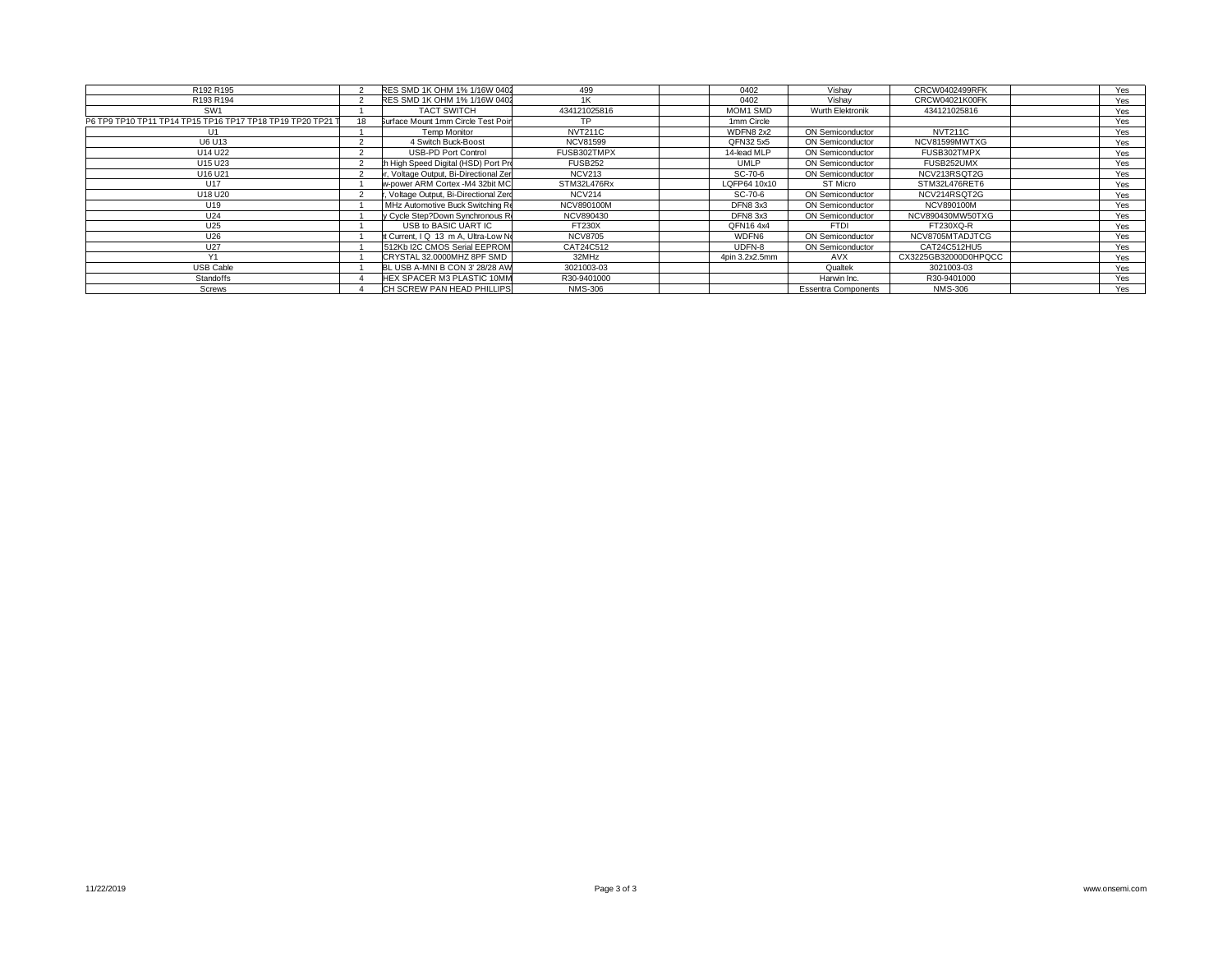| | | | | | | | | | |
|---|---|---|---|---|---|---|---|---|---|
| R192 R195 | 2 | RES SMD 1K OHM 1% 1/16W 0402 | 499 | | 0402 | Vishay | CRCW0402499RFK | | Yes |
| R193 R194 | 2 | RES SMD 1K OHM 1% 1/16W 0402 | 1K | | 0402 | Vishay | CRCW04021K00FK | | Yes |
| SW1 | 1 | TACT SWITCH | 434121025816 | | MOM1 SMD | Wurth Elektronik | 434121025816 | | Yes |
| P6 TP9 TP10 TP11 TP14 TP15 TP16 TP17 TP18 TP19 TP20 TP21 T | 18 | Surface Mount 1mm Circle Test Poir | TP | | 1mm Circle | | | | Yes |
| U1 | 1 | Temp Monitor | NVT211C | | WDFN8 2x2 | ON Semiconductor | NVT211C | | Yes |
| U6 U13 | 2 | 4 Switch Buck-Boost | NCV81599 | | QFN32 5x5 | ON Semiconductor | NCV81599MWTXG | | Yes |
| U14 U22 | 2 | USB-PD Port Control | FUSB302TMPX | | 14-lead MLP | ON Semiconductor | FUSB302TMPX | | Yes |
| U15 U23 | 2 | h High Speed Digital (HSD) Port Pro | FUSB252 | | UMLP | ON Semiconductor | FUSB252UMX | | Yes |
| U16 U21 | 2 | r, Voltage Output, Bi-Directional Zer | NCV213 | | SC-70-6 | ON Semiconductor | NCV213RSQT2G | | Yes |
| U17 | 1 | w-power ARM Cortex -M4 32bit MC | STM32L476Rx | | LQFP64 10x10 | ST Micro | STM32L476RET6 | | Yes |
| U18 U20 | 2 | , Voltage Output, Bi-Directional Zerc | NCV214 | | SC-70-6 | ON Semiconductor | NCV214RSQT2G | | Yes |
| U19 | 1 | MHz Automotive Buck Switching Re | NCV890100M | | DFN8 3x3 | ON Semiconductor | NCV890100M | | Yes |
| U24 | 1 | y Cycle Step?Down Synchronous R | NCV890430 | | DFN8 3x3 | ON Semiconductor | NCV890430MW50TXG | | Yes |
| U25 | 1 | USB to BASIC UART IC | FT230X | | QFN16 4x4 | FTDI | FT230XQ-R | | Yes |
| U26 | 1 | t Current, I Q 13 m A, Ultra-Low No | NCV8705 | | WDFN6 | ON Semiconductor | NCV8705MTADJTCG | | Yes |
| U27 | 1 | 512Kb I2C CMOS Serial EEPROM | CAT24C512 | | UDFN-8 | ON Semiconductor | CAT24C512HU5 | | Yes |
| Y1 | 1 | CRYSTAL 32.0000MHZ 8PF SMD | 32MHz | | 4pin 3.2x2.5mm | AVX | CX3225GB32000D0HPQCC | | Yes |
| USB Cable | 1 | BL USB A-MNI B CON 3' 28/28 AW | 3021003-03 | | | Qualtek | 3021003-03 | | Yes |
| Standoffs | 4 | HEX SPACER M3 PLASTIC 10MM | R30-9401000 | | | Harwin Inc. | R30-9401000 | | Yes |
| Screws | 4 | CH SCREW PAN HEAD PHILLIPS | NMS-306 | | | Essentra Components | NMS-306 | | Yes |